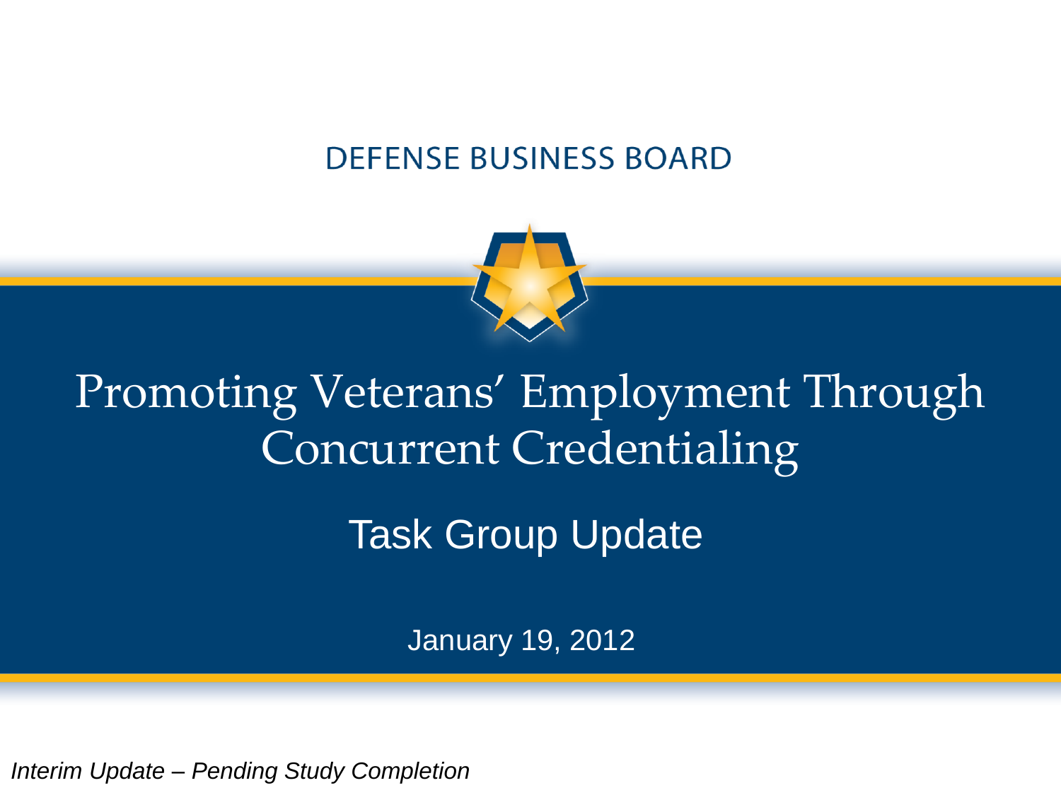DEFENSE BUSINESS BOARD

# Promoting Veterans' Employment Through Concurrent Credentialing

## Task Group Update

January 19, 2012

*Interim Update – Pending Study Completion*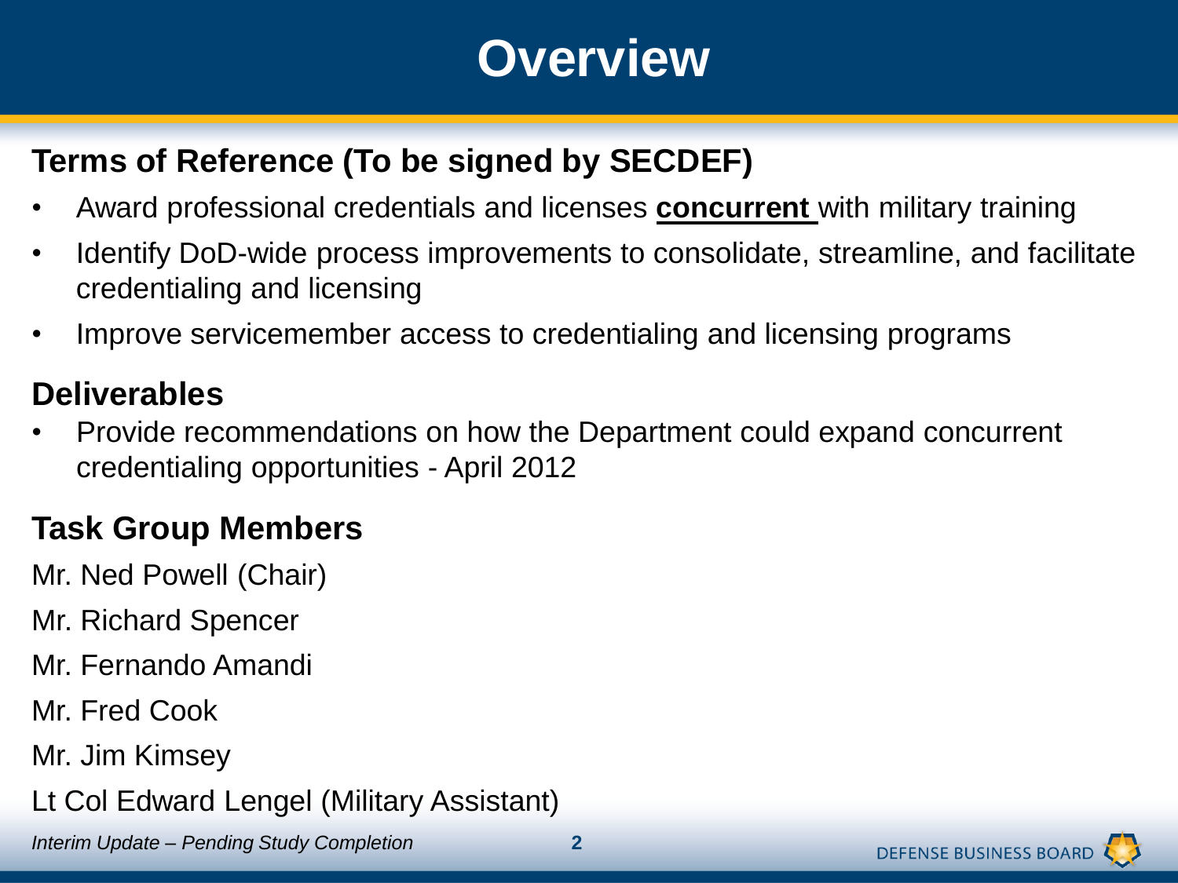# Overview

## Terms of Reference (To be signed by SECDEF)

- Award professional credentials and licenses **concurrent** with military training
- Identify DoD-wide process improvements to consolidate, streamline, and facilitate credentialing and licensing
- Improve servicemember access to credentialing and licensing programs

## Deliverables

- Provide recommendations on how the Department could expand concurrent credentialing opportunities - April 2012

## Task Group Members

Mr. Ned Powell (Chair)

Mr. Richard Spencer

Mr. Fernando Amandi

Mr. Fred Cook

Mr. Jim Kimsey

Lt Col Edward Lengel (Military Assistant)

*Interim Update – Pending Study Completion*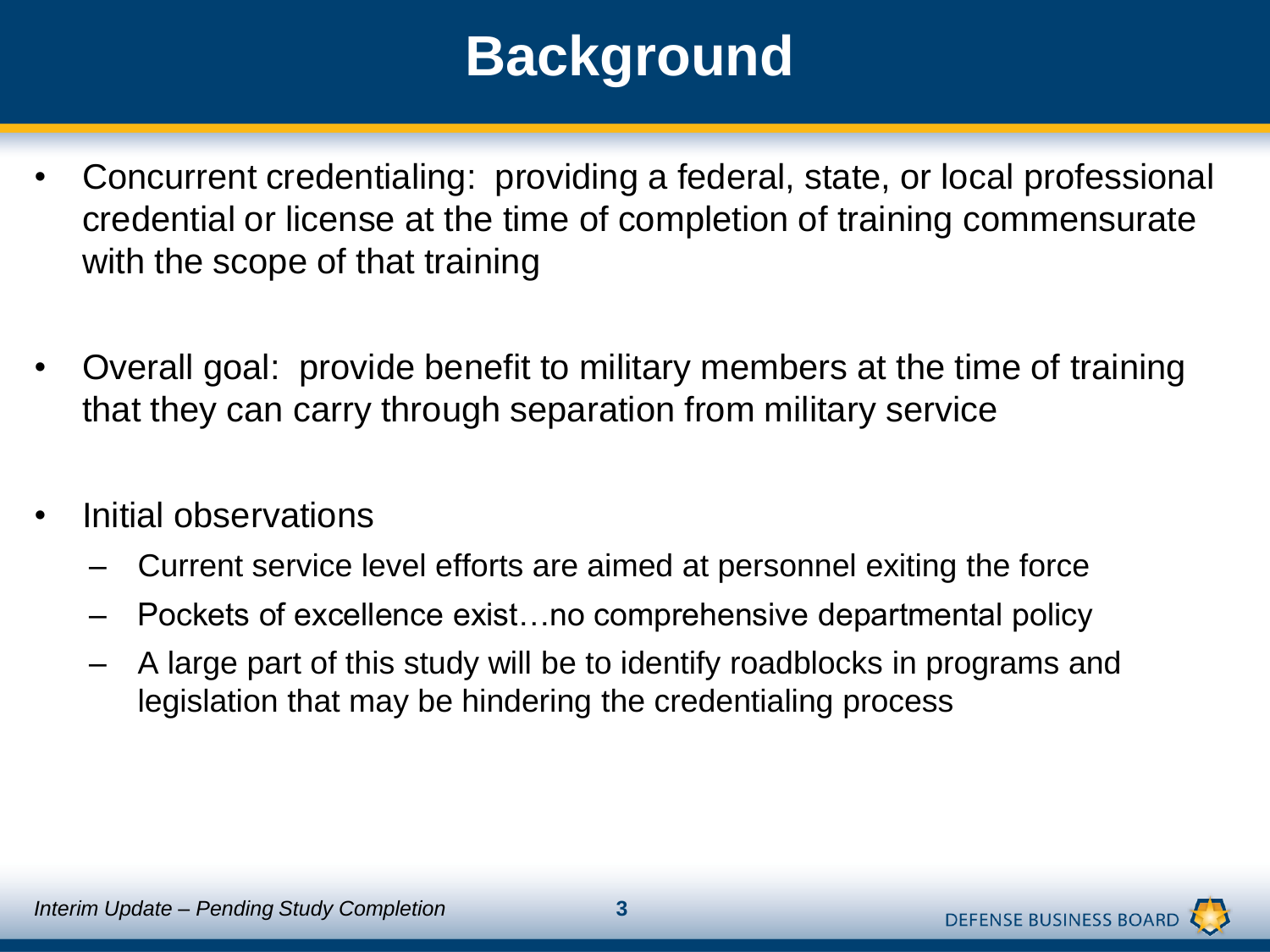# Background

- Concurrent credentialing: providing a federal, state, or local professional credential or license at the time of completion of training commensurate with the scope of that training
- Overall goal: provide benefit to military members at the time of training that they can carry through separation from military service
- Initial observations
  - Current service level efforts are aimed at personnel exiting the force
  - Pockets of excellence exist…no comprehensive departmental policy
  - A large part of this study will be to identify roadblocks in programs and legislation that may be hindering the credentialing process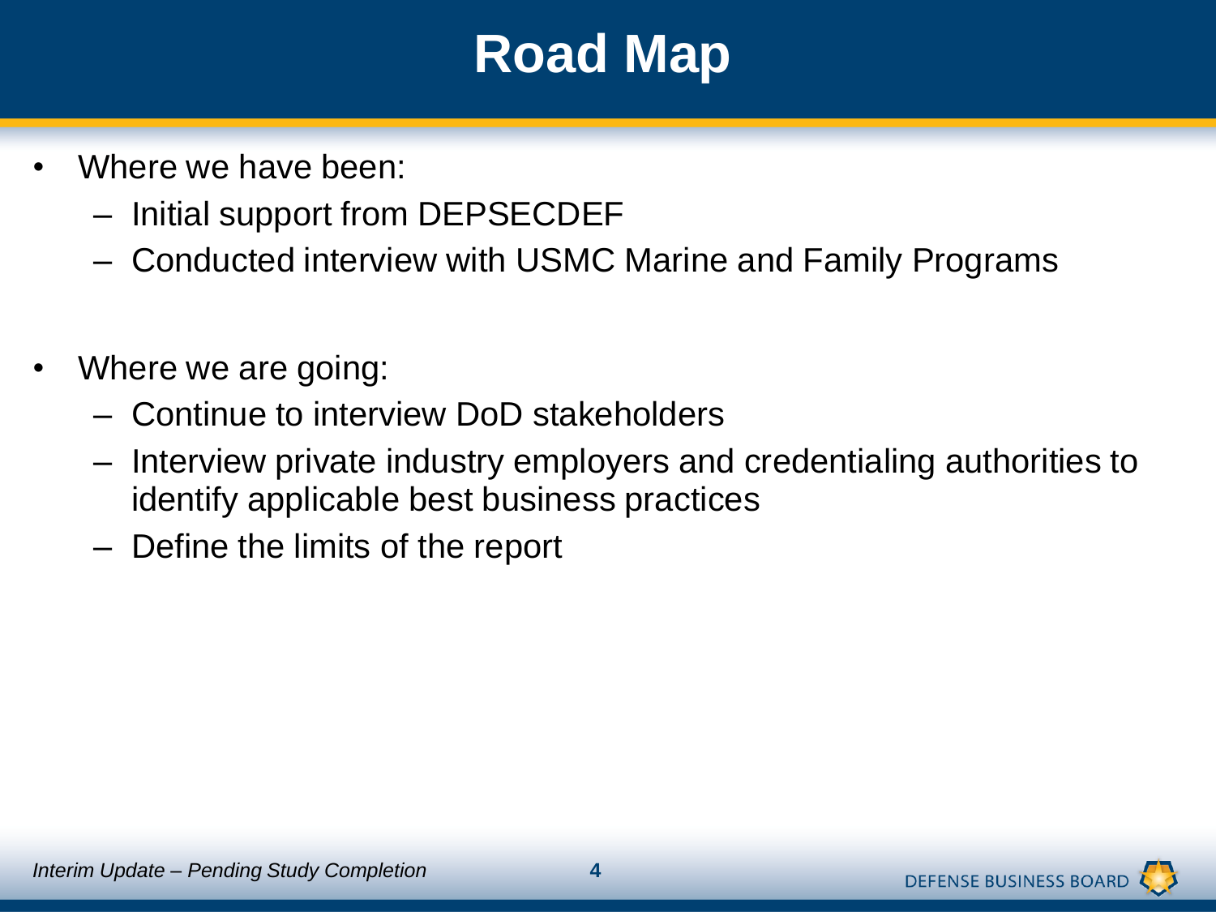# Road Map

- Where we have been:
  - Initial support from DEPSECDEF
  - Conducted interview with USMC Marine and Family Programs

- Where we are going:
  - Continue to interview DoD stakeholders
  - Interview private industry employers and credentialing authorities to identify applicable best business practices
  - Define the limits of the report